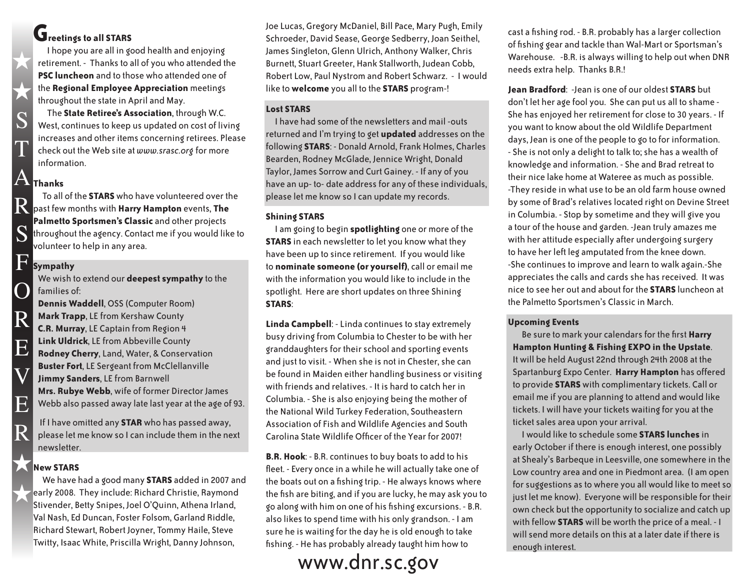## Greetings to all STARS

I hope you are all in good health and enjoying retirement. - Thanks to all of you who attended the **PSC luncheon** and to those who attended one of the **Regional Employee Appreciation** meetings throughout the state in April and May.

The **State Retiree's Association**, through W.C. West, continues to keep us updated on cost of living increases and other items concerning retirees. Please check out the Web site at *www.srasc.org* for more information.

### Thanks

To all of the **STARS** who have volunteered over the past few months with **Harry Hampton** events, **The Palmetto Sportsmen's Classic** and other projects throughout the agency. Contact me if you would like to volunteer to help in any area.

### Sympathy

We wish to extend our **deepest sympathy** to the families of:

**Dennis Waddell**, OSS (Computer Room)
**Mark Trapp**, LE from Kershaw County
**C.R. Murray**, LE Captain from Region 4
**Link Uldrick**, LE from Abbeville County
**Rodney Cherry**, Land, Water, & Conservation
**Buster Fort**, LE Sergeant from McClellanville
**Jimmy Sanders**, LE from Barnwell
**Mrs. Rubye Webb**, wife of former Director James Webb also passed away late last year at the age of 93.

If I have omitted any **STAR** who has passed away, please let me know so I can include them in the next newsletter.

### New STARS

We have had a good many **STARS** added in 2007 and early 2008. They include: Richard Christie, Raymond Stivender, Betty Snipes, Joel O'Quinn, Athena Irland, Val Nash, Ed Duncan, Foster Folsom, Garland Riddle, Richard Stewart, Robert Joyner, Tommy Haile, Steve Twitty, Isaac White, Priscilla Wright, Danny Johnson, Joe Lucas, Gregory McDaniel, Bill Pace, Mary Pugh, Emily Schroeder, David Sease, George Sedberry, Joan Seithel, James Singleton, Glenn Ulrich, Anthony Walker, Chris Burnett, Stuart Greeter, Hank Stallworth, Judean Cobb, Robert Low, Paul Nystrom and Robert Schwarz. - I would like to **welcome** you all to the **STARS** program-!

### Lost STARS

I have had some of the newsletters and mail -outs returned and I'm trying to get **updated** addresses on the following **STARS**: - Donald Arnold, Frank Holmes, Charles Bearden, Rodney McGlade, Jennice Wright, Donald Taylor, James Sorrow and Curt Gainey. - If any of you have an up- to- date address for any of these individuals, please let me know so I can update my records.

### Shining STARS

I am going to begin **spotlighting** one or more of the **STARS** in each newsletter to let you know what they have been up to since retirement. If you would like to **nominate someone (or yourself)**, call or email me with the information you would like to include in the spotlight. Here are short updates on three Shining **STARS**:

**Linda Campbell**: - Linda continues to stay extremely busy driving from Columbia to Chester to be with her granddaughters for their school and sporting events and just to visit. - When she is not in Chester, she can be found in Maiden either handling business or visiting with friends and relatives. - It is hard to catch her in Columbia. - She is also enjoying being the mother of the National Wild Turkey Federation, Southeastern Association of Fish and Wildlife Agencies and South Carolina State Wildlife Officer of the Year for 2007!

**B.R. Hook**: - B.R. continues to buy boats to add to his fleet. - Every once in a while he will actually take one of the boats out on a fishing trip. - He always knows where the fish are biting, and if you are lucky, he may ask you to go along with him on one of his fishing excursions. - B.R. also likes to spend time with his only grandson. - I am sure he is waiting for the day he is old enough to take fishing. - He has probably already taught him how to cast a fishing rod. - B.R. probably has a larger collection of fishing gear and tackle than Wal-Mart or Sportsman's Warehouse. -B.R. is always willing to help out when DNR needs extra help. Thanks B.R.!

**Jean Bradford**: -Jean is one of our oldest **STARS** but don't let her age fool you. She can put us all to shame - She has enjoyed her retirement for close to 30 years. - If you want to know about the old Wildlife Department days, Jean is one of the people to go to for information. - She is not only a delight to talk to; she has a wealth of knowledge and information. - She and Brad retreat to their nice lake home at Wateree as much as possible. -They reside in what use to be an old farm house owned by some of Brad's relatives located right on Devine Street in Columbia. - Stop by sometime and they will give you a tour of the house and garden. -Jean truly amazes me with her attitude especially after undergoing surgery to have her left leg amputated from the knee down. -She continues to improve and learn to walk again.-She appreciates the calls and cards she has received. It was nice to see her out and about for the **STARS** luncheon at the Palmetto Sportsmen's Classic in March.

### Upcoming Events

Be sure to mark your calendars for the first **Harry Hampton Hunting & Fishing EXPO in the Upstate**. It will be held August 22nd through 24th 2008 at the Spartanburg Expo Center. **Harry Hampton** has offered to provide **STARS** with complimentary tickets. Call or email me if you are planning to attend and would like tickets. I will have your tickets waiting for you at the ticket sales area upon your arrival.

I would like to schedule some **STARS lunches** in early October if there is enough interest, one possibly at Shealy's Barbeque in Leesville, one somewhere in the Low country area and one in Piedmont area. (I am open for suggestions as to where you all would like to meet so just let me know). Everyone will be responsible for their own check but the opportunity to socialize and catch up with fellow **STARS** will be worth the price of a meal. - I will send more details on this at a later date if there is enough interest.

www.dnr.sc.gov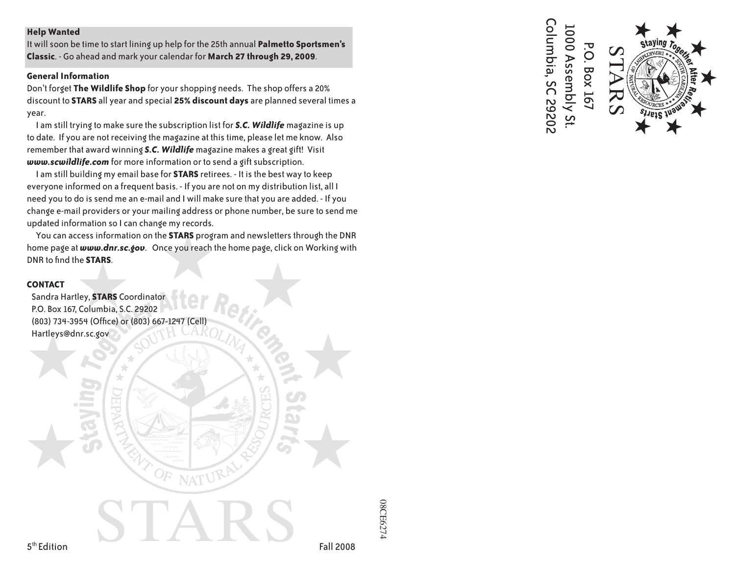**Help Wanted**

It will soon be time to start lining up help for the 25th annual **Palmetto Sportsmen's Classic**. - Go ahead and mark your calendar for **March 27 through 29, 2009**.

**General Information**

Don't forget **The Wildlife Shop** for your shopping needs. The shop offers a 20% discount to **STARS** all year and special **25% discount days** are planned several times a year.

I am still trying to make sure the subscription list for ***S.C. Wildlife*** magazine is up to date. If you are not receiving the magazine at this time, please let me know. Also remember that award winning ***S.C. Wildlife*** magazine makes a great gift! Visit ***www.scwildlife.com*** for more information or to send a gift subscription.

I am still building my email base for **STARS** retirees. - It is the best way to keep everyone informed on a frequent basis. - If you are not on my distribution list, all I need you to do is send me an e-mail and I will make sure that you are added. - If you change e-mail providers or your mailing address or phone number, be sure to send me updated information so I can change my records.

You can access information on the **STARS** program and newsletters through the DNR home page at ***www.dnr.sc.gov***. Once you reach the home page, click on Working with DNR to find the **STARS**.

**CONTACT**

Sandra Hartley, **STARS** Coordinator
P.O. Box 167, Columbia, S.C. 29202
(803) 734-3954 (Office) or (803) 667-1247 (Cell)
Hartleys@dnr.sc.gov

5th Edition

Fall 2008

08CE6274

STARS
P.O. Box 167
1000 Assembly St.
Columbia, SC 29202